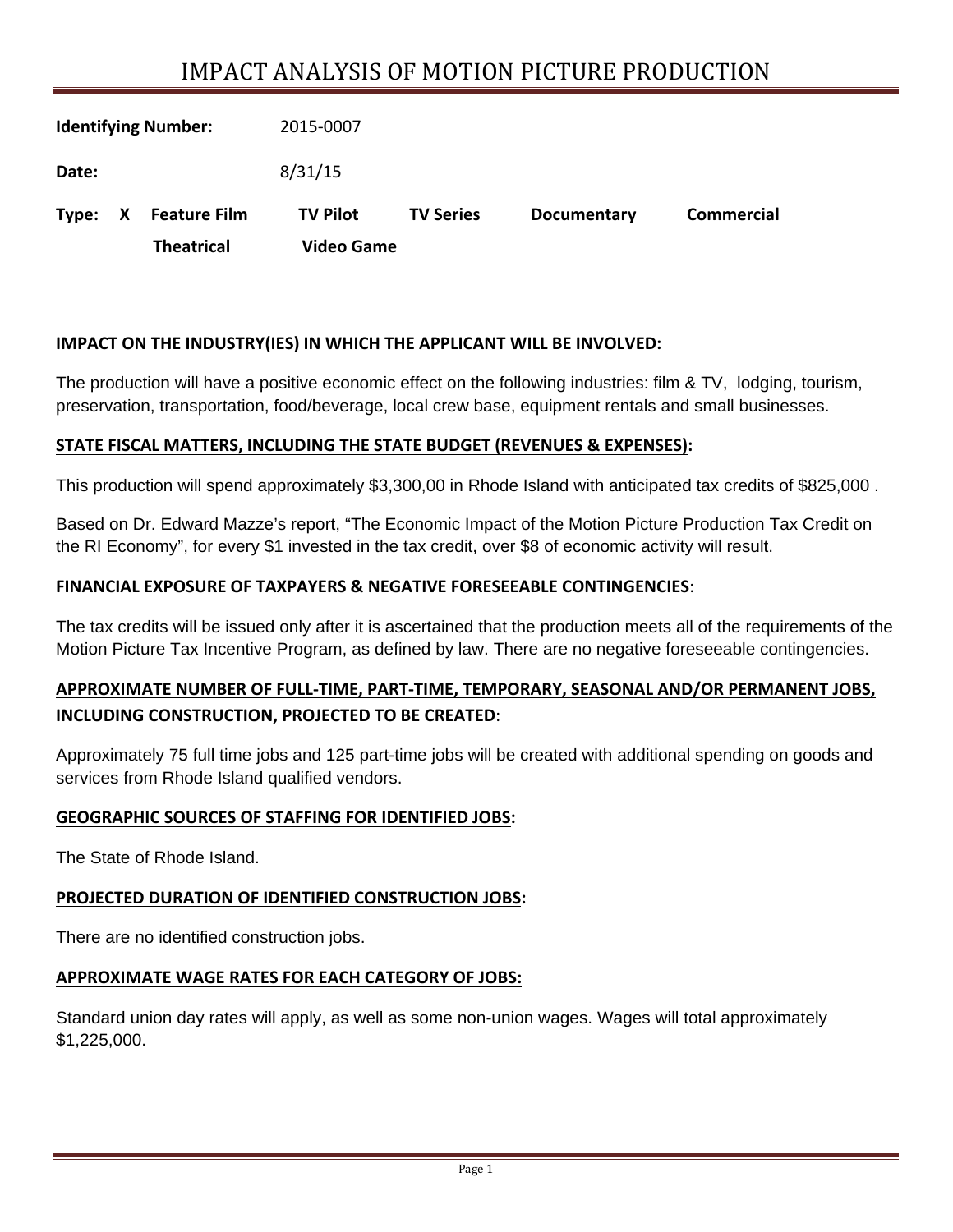# IMPACT ANALYSIS OF MOTION PICTURE PRODUCTION

**Identifying Number:** 2015-0007

**Date:** 8/31/15

**Type:** X **Feature Film** ___ **TV Pilot** ___ **TV Series** ___ **Documentary** ___ **Commercial**

___ **Theatrical** ___ **Video Game**

## IMPACT ON THE INDUSTRY(IES) IN WHICH THE APPLICANT WILL BE INVOLVED:

The production will have a positive economic effect on the following industries: film & TV, lodging, tourism, preservation, transportation, food/beverage, local crew base, equipment rentals and small businesses.

## STATE FISCAL MATTERS, INCLUDING THE STATE BUDGET (REVENUES & EXPENSES):

This production will spend approximately $3,300,00 in Rhode Island with anticipated tax credits of $825,000 .

Based on Dr. Edward Mazze's report, "The Economic Impact of the Motion Picture Production Tax Credit on the RI Economy", for every $1 invested in the tax credit, over $8 of economic activity will result.

## FINANCIAL EXPOSURE OF TAXPAYERS & NEGATIVE FORESEEABLE CONTINGENCIES:

The tax credits will be issued only after it is ascertained that the production meets all of the requirements of the Motion Picture Tax Incentive Program, as defined by law. There are no negative foreseeable contingencies.

## APPROXIMATE NUMBER OF FULL-TIME, PART-TIME, TEMPORARY, SEASONAL AND/OR PERMANENT JOBS, INCLUDING CONSTRUCTION, PROJECTED TO BE CREATED:

Approximately 75 full time jobs and 125 part-time jobs will be created with additional spending on goods and services from Rhode Island qualified vendors.

## GEOGRAPHIC SOURCES OF STAFFING FOR IDENTIFIED JOBS:

The State of Rhode Island.

## PROJECTED DURATION OF IDENTIFIED CONSTRUCTION JOBS:

There are no identified construction jobs.

## APPROXIMATE WAGE RATES FOR EACH CATEGORY OF JOBS:

Standard union day rates will apply, as well as some non-union wages. Wages will total approximately $1,225,000.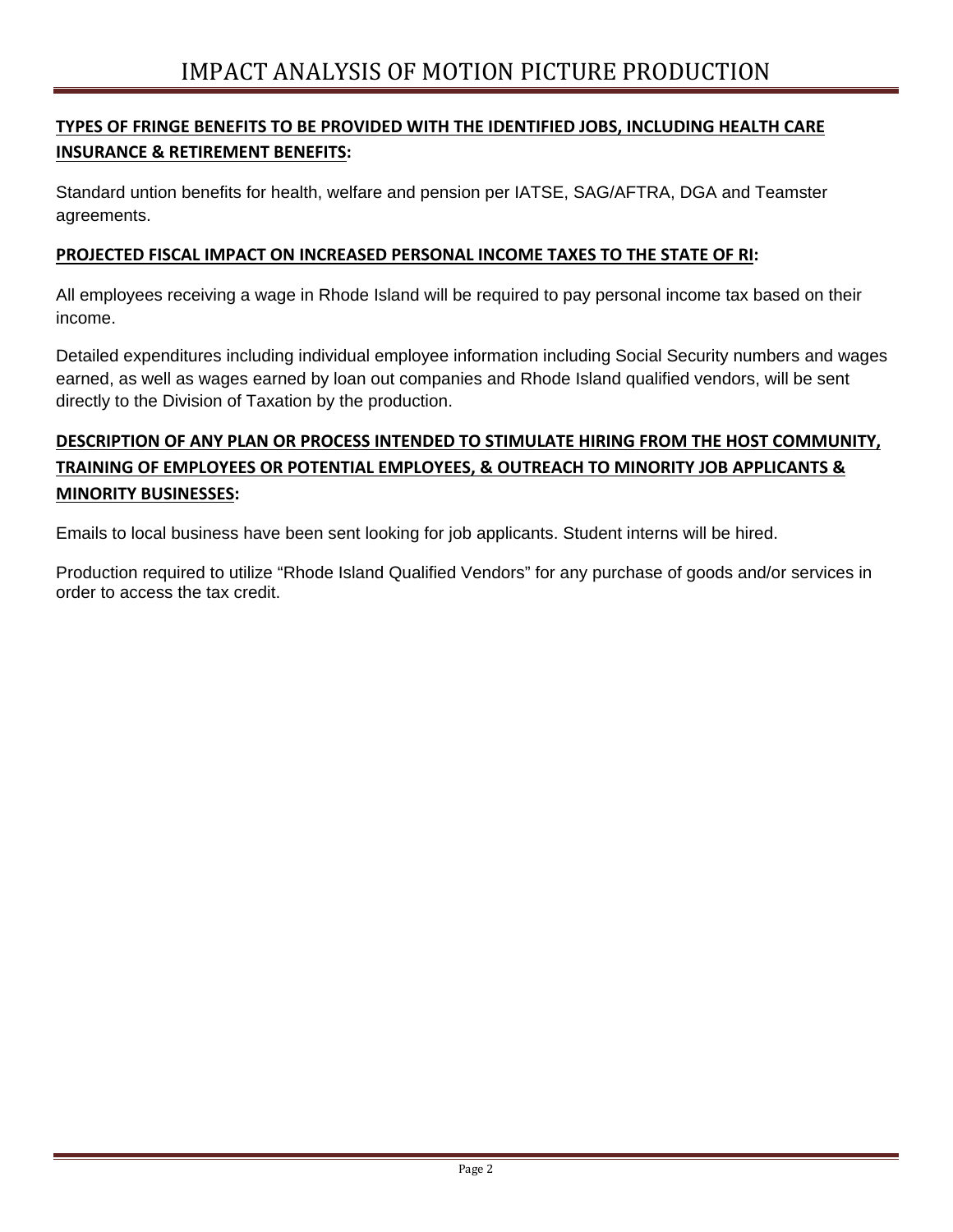**TYPES OF FRINGE BENEFITS TO BE PROVIDED WITH THE IDENTIFIED JOBS, INCLUDING HEALTH CARE INSURANCE & RETIREMENT BENEFITS:**

Standard untion benefits for health, welfare and pension per IATSE, SAG/AFTRA, DGA and Teamster agreements.

**PROJECTED FISCAL IMPACT ON INCREASED PERSONAL INCOME TAXES TO THE STATE OF RI:**

All employees receiving a wage in Rhode Island will be required to pay personal income tax based on their income.

Detailed expenditures including individual employee information including Social Security numbers and wages earned, as well as wages earned by loan out companies and Rhode Island qualified vendors, will be sent directly to the Division of Taxation by the production.

**DESCRIPTION OF ANY PLAN OR PROCESS INTENDED TO STIMULATE HIRING FROM THE HOST COMMUNITY, TRAINING OF EMPLOYEES OR POTENTIAL EMPLOYEES, & OUTREACH TO MINORITY JOB APPLICANTS & MINORITY BUSINESSES:**

Emails to local business have been sent looking for job applicants. Student interns will be hired.

Production required to utilize "Rhode Island Qualified Vendors" for any purchase of goods and/or services in order to access the tax credit.